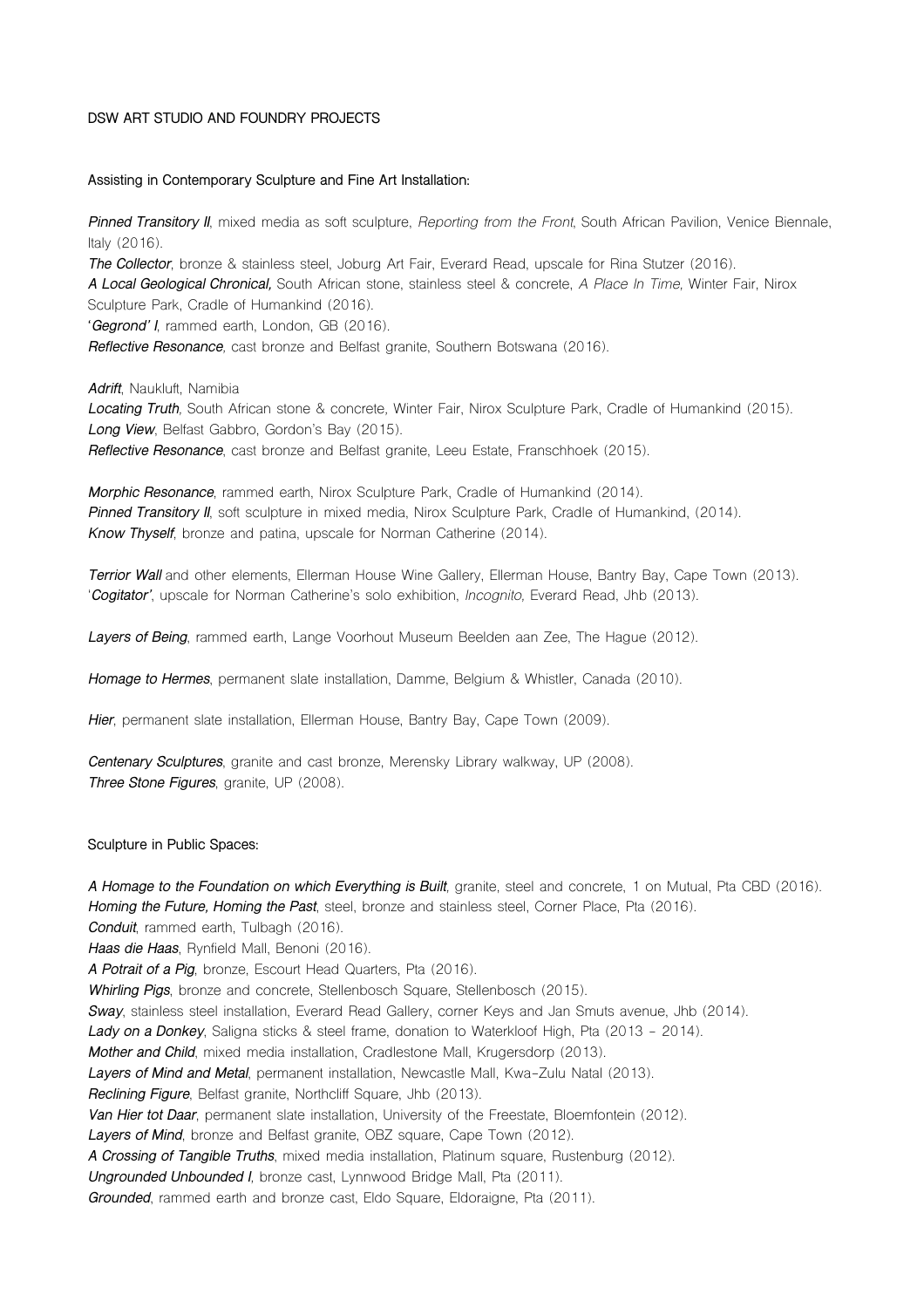DSW ART STUDIO AND FOUNDRY PROJECTS

Assisting in Contemporary Sculpture and Fine Art Installation:

***Pinned Transitory II***, mixed media as soft sculpture, *Reporting from the Front*, South African Pavilion, Venice Biennale, Italy (2016).
***The Collector***, bronze & stainless steel, Joburg Art Fair, Everard Read, upscale for Rina Stutzer (2016).
***A Local Geological Chronical,*** South African stone, stainless steel & concrete, *A Place In Time,* Winter Fair, Nirox Sculpture Park, Cradle of Humankind (2016).
'***Gegrond' I***, rammed earth, London, GB (2016).
***Reflective Resonance***, cast bronze and Belfast granite, Southern Botswana (2016).

***Adrift***, Naukluft, Namibia
***Locating Truth***, South African stone & concrete, Winter Fair, Nirox Sculpture Park, Cradle of Humankind (2015).
***Long View***, Belfast Gabbro, Gordon's Bay (2015).
***Reflective Resonance***, cast bronze and Belfast granite, Leeu Estate, Franschhoek (2015).

***Morphic Resonance***, rammed earth, Nirox Sculpture Park, Cradle of Humankind (2014).
***Pinned Transitory II***, soft sculpture in mixed media, Nirox Sculpture Park, Cradle of Humankind, (2014).
***Know Thyself***, bronze and patina, upscale for Norman Catherine (2014).

***Terrior Wall*** and other elements, Ellerman House Wine Gallery, Ellerman House, Bantry Bay, Cape Town (2013).
'***Cogitator'***, upscale for Norman Catherine's solo exhibition, *Incognito,* Everard Read, Jhb (2013).

***Layers of Being***, rammed earth, Lange Voorhout Museum Beelden aan Zee, The Hague (2012).

***Homage to Hermes***, permanent slate installation, Damme, Belgium & Whistler, Canada (2010).

***Hier***, permanent slate installation, Ellerman House, Bantry Bay, Cape Town (2009).

***Centenary Sculptures***, granite and cast bronze, Merensky Library walkway, UP (2008).
***Three Stone Figures***, granite, UP (2008).

Sculpture in Public Spaces:

***A Homage to the Foundation on which Everything is Built***, granite, steel and concrete, 1 on Mutual, Pta CBD (2016).
***Homing the Future, Homing the Past***, steel, bronze and stainless steel, Corner Place, Pta (2016).
***Conduit***, rammed earth, Tulbagh (2016).
***Haas die Haas***, Rynfield Mall, Benoni (2016).
***A Potrait of a Pig***, bronze, Escourt Head Quarters, Pta (2016).
***Whirling Pigs***, bronze and concrete, Stellenbosch Square, Stellenbosch (2015).
***Sway***, stainless steel installation, Everard Read Gallery, corner Keys and Jan Smuts avenue, Jhb (2014).
***Lady on a Donkey***, Saligna sticks & steel frame, donation to Waterkloof High, Pta (2013 – 2014).
***Mother and Child***, mixed media installation, Cradlestone Mall, Krugersdorp (2013).
***Layers of Mind and Metal***, permanent installation, Newcastle Mall, Kwa-Zulu Natal (2013).
***Reclining Figure***, Belfast granite, Northcliff Square, Jhb (2013).
***Van Hier tot Daar***, permanent slate installation, University of the Freestate, Bloemfontein (2012).
***Layers of Mind***, bronze and Belfast granite, OBZ square, Cape Town (2012).
***A Crossing of Tangible Truths***, mixed media installation, Platinum square, Rustenburg (2012).
***Ungrounded Unbounded I***, bronze cast, Lynnwood Bridge Mall, Pta (2011).
***Grounded***, rammed earth and bronze cast, Eldo Square, Eldoraigne, Pta (2011).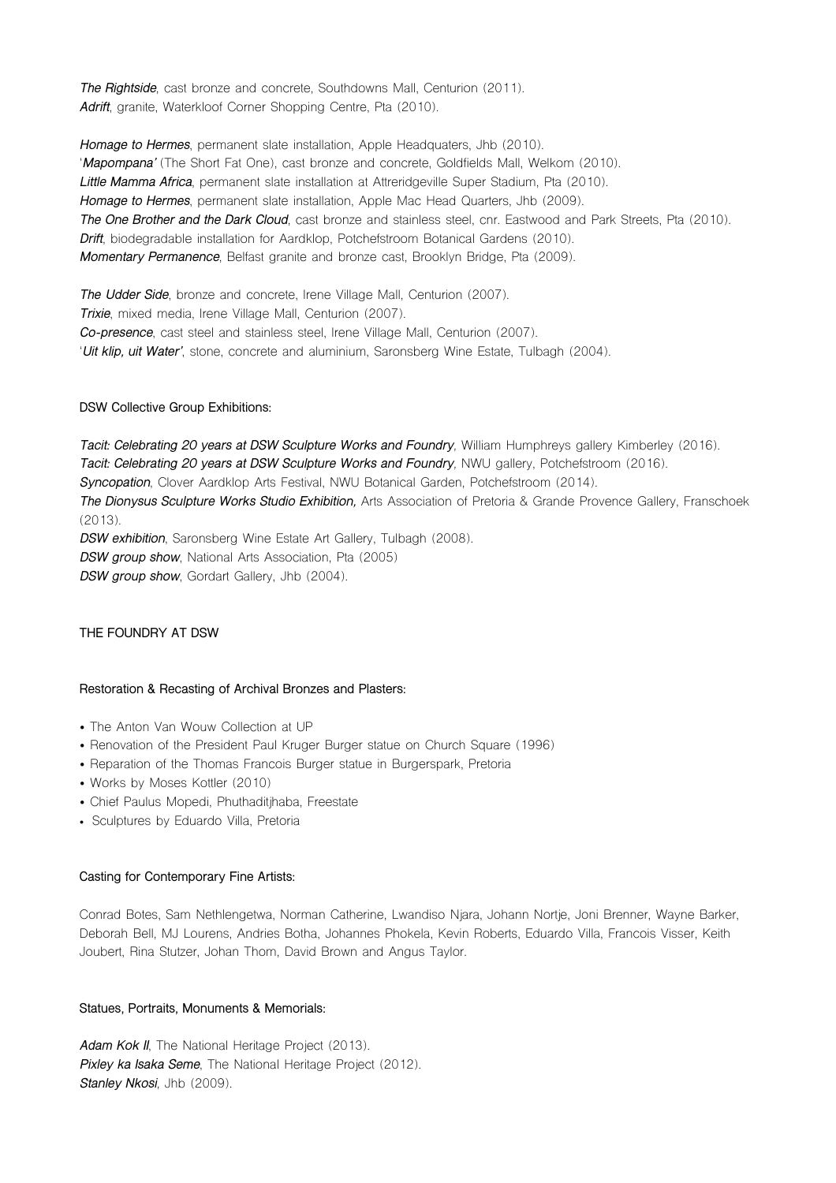*The Rightside*, cast bronze and concrete, Southdowns Mall, Centurion (2011).
*Adrift*, granite, Waterkloof Corner Shopping Centre, Pta (2010).

*Homage to Hermes*, permanent slate installation, Apple Headquaters, Jhb (2010).
'*Mapompana'* (The Short Fat One), cast bronze and concrete, Goldfields Mall, Welkom (2010).
*Little Mamma Africa*, permanent slate installation at Attreridgeville Super Stadium, Pta (2010).
*Homage to Hermes*, permanent slate installation, Apple Mac Head Quarters, Jhb (2009).
*The One Brother and the Dark Cloud*, cast bronze and stainless steel, cnr. Eastwood and Park Streets, Pta (2010).
*Drift*, biodegradable installation for Aardklop, Potchefstroom Botanical Gardens (2010).
*Momentary Permanence*, Belfast granite and bronze cast, Brooklyn Bridge, Pta (2009).

*The Udder Side*, bronze and concrete, Irene Village Mall, Centurion (2007).
*Trixie*, mixed media, Irene Village Mall, Centurion (2007).
*Co-presence*, cast steel and stainless steel, Irene Village Mall, Centurion (2007).
'*Uit klip, uit Water'*, stone, concrete and aluminium, Saronsberg Wine Estate, Tulbagh (2004).

#### DSW Collective Group Exhibitions:

*Tacit: Celebrating 20 years at DSW Sculpture Works and Foundry*, William Humphreys gallery Kimberley (2016).
*Tacit: Celebrating 20 years at DSW Sculpture Works and Foundry*, NWU gallery, Potchefstroom (2016).
*Syncopation*, Clover Aardklop Arts Festival, NWU Botanical Garden, Potchefstroom (2014).
*The Dionysus Sculpture Works Studio Exhibition,* Arts Association of Pretoria & Grande Provence Gallery, Franschoek (2013).
*DSW exhibition*, Saronsberg Wine Estate Art Gallery, Tulbagh (2008).
*DSW group show*, National Arts Association, Pta (2005)
*DSW group show*, Gordart Gallery, Jhb (2004).

### THE FOUNDRY AT DSW

#### Restoration & Recasting of Archival Bronzes and Plasters:

- The Anton Van Wouw Collection at UP
- Renovation of the President Paul Kruger Burger statue on Church Square (1996)
- Reparation of the Thomas Francois Burger statue in Burgerspark, Pretoria
- Works by Moses Kottler (2010)
- Chief Paulus Mopedi, Phuthaditjhaba, Freestate
- Sculptures by Eduardo Villa, Pretoria

#### Casting for Contemporary Fine Artists:

Conrad Botes, Sam Nethlengetwa, Norman Catherine, Lwandiso Njara, Johann Nortje, Joni Brenner, Wayne Barker, Deborah Bell, MJ Lourens, Andries Botha, Johannes Phokela, Kevin Roberts, Eduardo Villa, Francois Visser, Keith Joubert, Rina Stutzer, Johan Thom, David Brown and Angus Taylor.

#### Statues, Portraits, Monuments & Memorials:

*Adam Kok II*, The National Heritage Project (2013).
*Pixley ka Isaka Seme*, The National Heritage Project (2012).
*Stanley Nkosi*, Jhb (2009).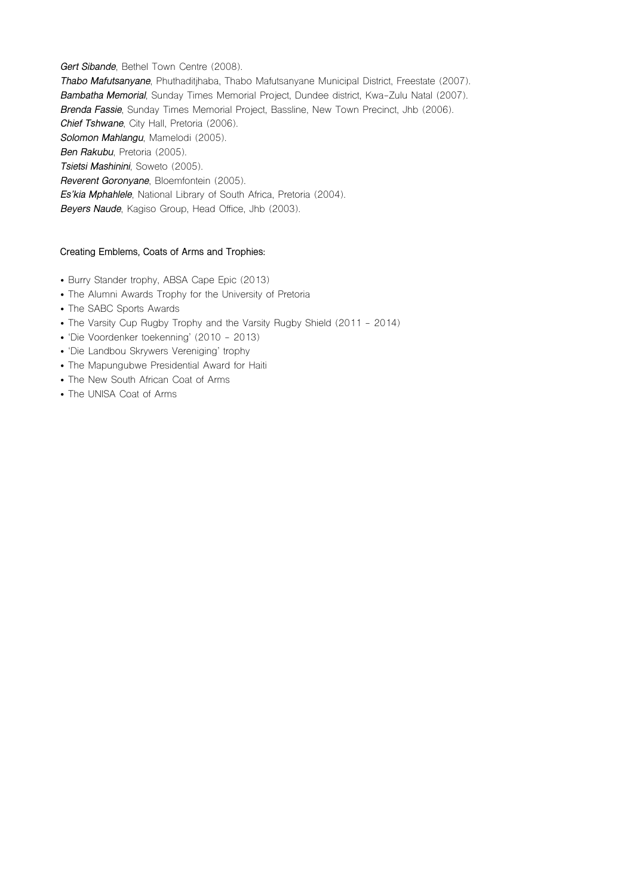***Gert Sibande***, Bethel Town Centre (2008).
***Thabo Mafutsanyane***, Phuthaditjhaba, Thabo Mafutsanyane Municipal District, Freestate (2007).
***Bambatha Memorial***, Sunday Times Memorial Project, Dundee district, Kwa-Zulu Natal (2007).
***Brenda Fassie***, Sunday Times Memorial Project, Bassline, New Town Precinct, Jhb (2006).
***Chief Tshwane***, City Hall, Pretoria (2006).
***Solomon Mahlangu***, Mamelodi (2005).
***Ben Rakubu***, Pretoria (2005).
***Tsietsi Mashinini***, Soweto (2005).
***Reverent Goronyane***, Bloemfontein (2005).
***Es'kia Mphahlele***, National Library of South Africa, Pretoria (2004).
***Beyers Naude***, Kagiso Group, Head Office, Jhb (2003).

**Creating Emblems, Coats of Arms and Trophies:**

- Burry Stander trophy, ABSA Cape Epic (2013)
- The Alumni Awards Trophy for the University of Pretoria
- The SABC Sports Awards
- The Varsity Cup Rugby Trophy and the Varsity Rugby Shield (2011 - 2014)
- 'Die Voordenker toekenning' (2010 - 2013)
- 'Die Landbou Skrywers Vereniging' trophy
- The Mapungubwe Presidential Award for Haiti
- The New South African Coat of Arms
- The UNISA Coat of Arms